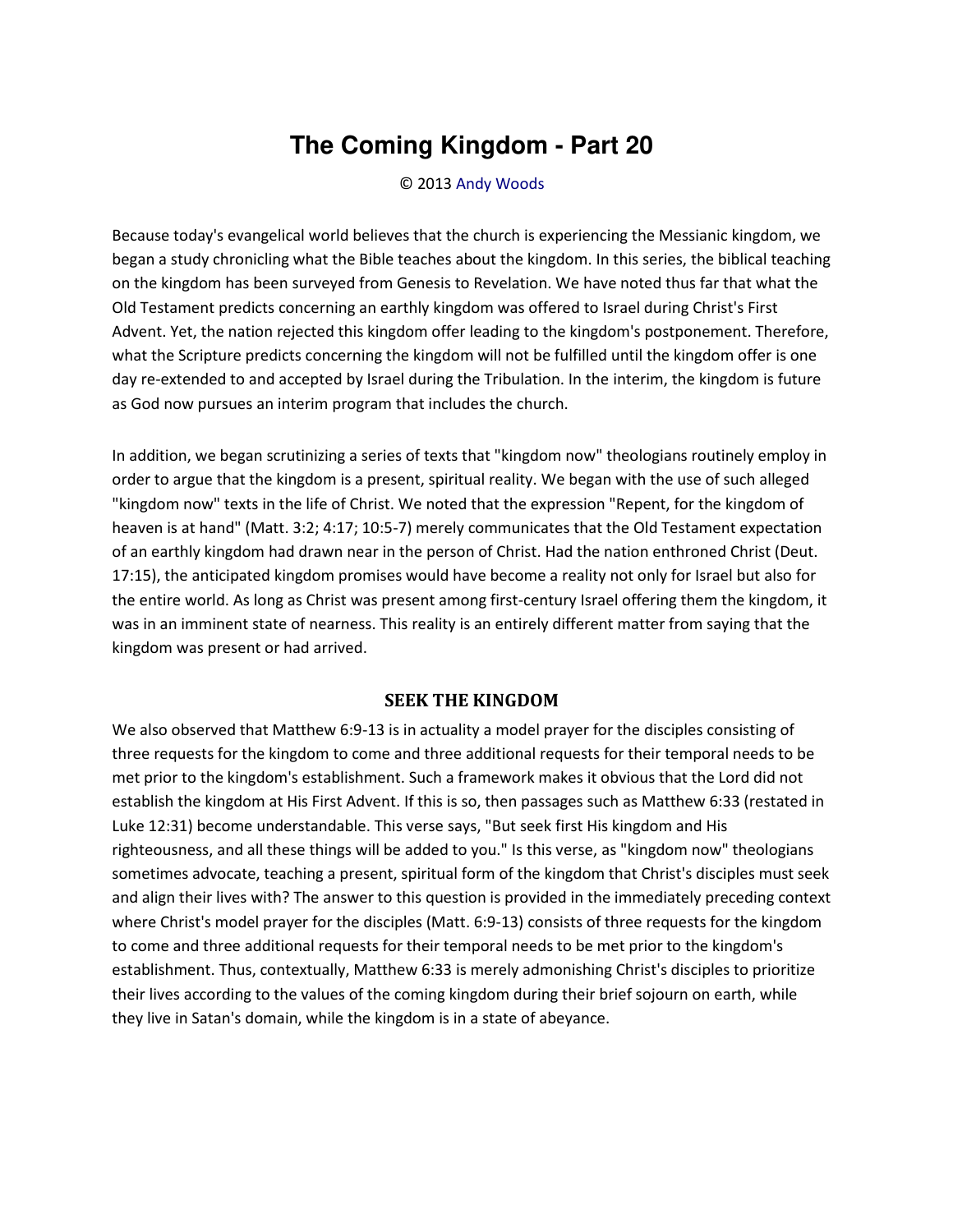# The Coming Kingdom - Part 20

© 2013 Andy Woods

Because today's evangelical world believes that the church is experiencing the Messianic kingdom, we began a study chronicling what the Bible teaches about the kingdom. In this series, the biblical teaching on the kingdom has been surveyed from Genesis to Revelation. We have noted thus far that what the Old Testament predicts concerning an earthly kingdom was offered to Israel during Christ's First Advent. Yet, the nation rejected this kingdom offer leading to the kingdom's postponement. Therefore, what the Scripture predicts concerning the kingdom will not be fulfilled until the kingdom offer is one day re-extended to and accepted by Israel during the Tribulation. In the interim, the kingdom is future as God now pursues an interim program that includes the church.

In addition, we began scrutinizing a series of texts that "kingdom now" theologians routinely employ in order to argue that the kingdom is a present, spiritual reality. We began with the use of such alleged "kingdom now" texts in the life of Christ. We noted that the expression "Repent, for the kingdom of heaven is at hand" (Matt. 3:2; 4:17; 10:5-7) merely communicates that the Old Testament expectation of an earthly kingdom had drawn near in the person of Christ. Had the nation enthroned Christ (Deut. 17:15), the anticipated kingdom promises would have become a reality not only for Israel but also for the entire world. As long as Christ was present among first-century Israel offering them the kingdom, it was in an imminent state of nearness. This reality is an entirely different matter from saying that the kingdom was present or had arrived.

## SEEK THE KINGDOM

We also observed that Matthew 6:9-13 is in actuality a model prayer for the disciples consisting of three requests for the kingdom to come and three additional requests for their temporal needs to be met prior to the kingdom's establishment. Such a framework makes it obvious that the Lord did not establish the kingdom at His First Advent. If this is so, then passages such as Matthew 6:33 (restated in Luke 12:31) become understandable. This verse says, "But seek first His kingdom and His righteousness, and all these things will be added to you." Is this verse, as "kingdom now" theologians sometimes advocate, teaching a present, spiritual form of the kingdom that Christ's disciples must seek and align their lives with? The answer to this question is provided in the immediately preceding context where Christ's model prayer for the disciples (Matt. 6:9-13) consists of three requests for the kingdom to come and three additional requests for their temporal needs to be met prior to the kingdom's establishment. Thus, contextually, Matthew 6:33 is merely admonishing Christ's disciples to prioritize their lives according to the values of the coming kingdom during their brief sojourn on earth, while they live in Satan's domain, while the kingdom is in a state of abeyance.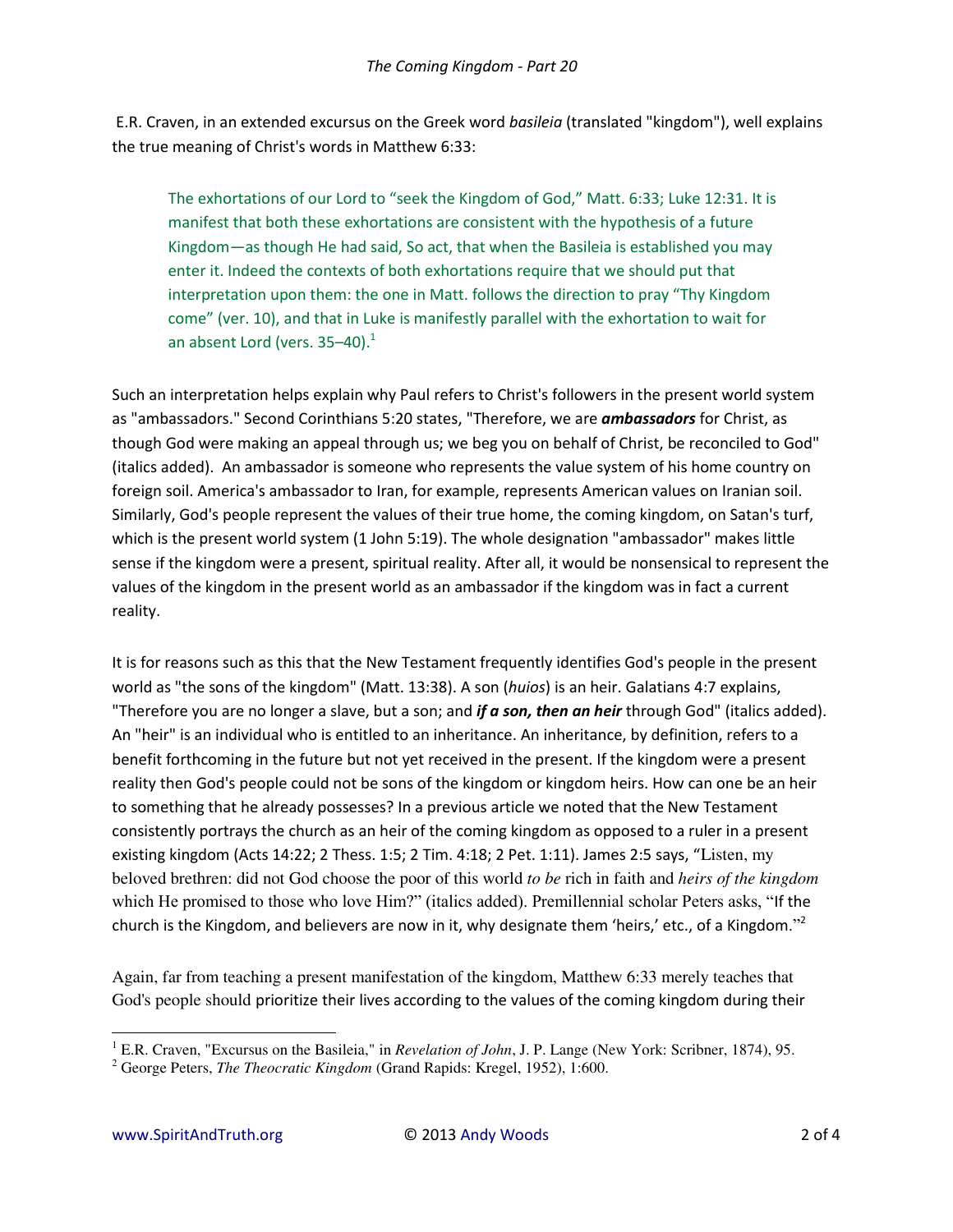E.R. Craven, in an extended excursus on the Greek word *basileia* (translated "kingdom"), well explains the true meaning of Christ's words in Matthew 6:33:

> The exhortations of our Lord to "seek the Kingdom of God," Matt. 6:33; Luke 12:31. It is manifest that both these exhortations are consistent with the hypothesis of a future Kingdom—as though He had said, So act, that when the Basileia is established you may enter it. Indeed the contexts of both exhortations require that we should put that interpretation upon them: the one in Matt. follows the direction to pray "Thy Kingdom come" (ver. 10), and that in Luke is manifestly parallel with the exhortation to wait for an absent Lord (vers. 35–40).[1]

Such an interpretation helps explain why Paul refers to Christ's followers in the present world system as "ambassadors." Second Corinthians 5:20 states, "Therefore, we are ***ambassadors*** for Christ, as though God were making an appeal through us; we beg you on behalf of Christ, be reconciled to God" (italics added). An ambassador is someone who represents the value system of his home country on foreign soil. America's ambassador to Iran, for example, represents American values on Iranian soil. Similarly, God's people represent the values of their true home, the coming kingdom, on Satan's turf, which is the present world system (1 John 5:19). The whole designation "ambassador" makes little sense if the kingdom were a present, spiritual reality. After all, it would be nonsensical to represent the values of the kingdom in the present world as an ambassador if the kingdom was in fact a current reality.

It is for reasons such as this that the New Testament frequently identifies God's people in the present world as "the sons of the kingdom" (Matt. 13:38). A son (*huios*) is an heir. Galatians 4:7 explains, "Therefore you are no longer a slave, but a son; and ***if a son, then an heir*** through God" (italics added). An "heir" is an individual who is entitled to an inheritance. An inheritance, by definition, refers to a benefit forthcoming in the future but not yet received in the present. If the kingdom were a present reality then God's people could not be sons of the kingdom or kingdom heirs. How can one be an heir to something that he already possesses? In a previous article we noted that the New Testament consistently portrays the church as an heir of the coming kingdom as opposed to a ruler in a present existing kingdom (Acts 14:22; 2 Thess. 1:5; 2 Tim. 4:18; 2 Pet. 1:11). James 2:5 says, "Listen, my beloved brethren: did not God choose the poor of this world *to be* rich in faith and *heirs of the kingdom* which He promised to those who love Him?" (italics added). Premillennial scholar Peters asks, "If the church is the Kingdom, and believers are now in it, why designate them 'heirs,' etc., of a Kingdom."[2]

Again, far from teaching a present manifestation of the kingdom, Matthew 6:33 merely teaches that God's people should prioritize their lives according to the values of the coming kingdom during their

---

[1] E.R. Craven, "Excursus on the Basileia," in *Revelation of John*, J. P. Lange (New York: Scribner, 1874), 95.

[2] George Peters, *The Theocratic Kingdom* (Grand Rapids: Kregel, 1952), 1:600.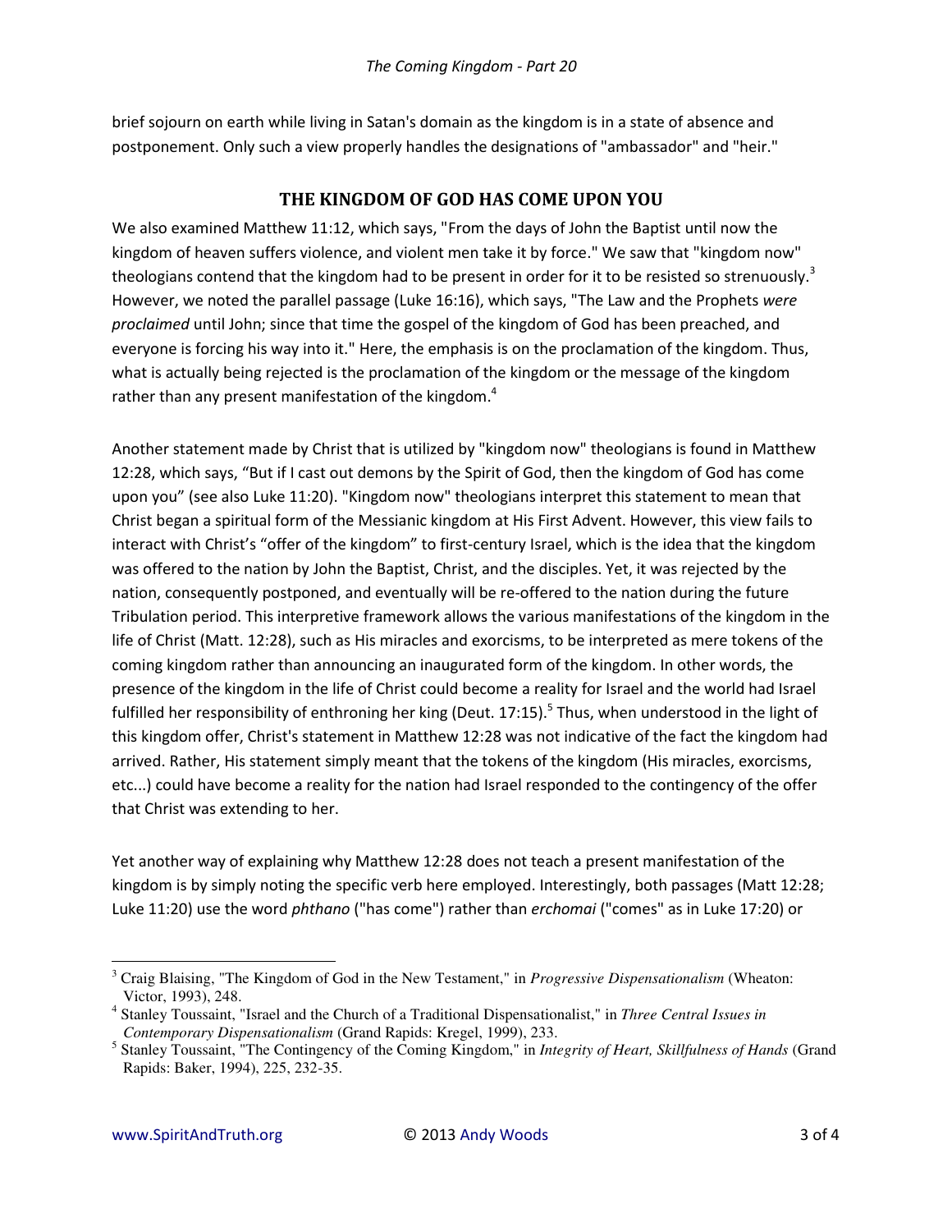brief sojourn on earth while living in Satan's domain as the kingdom is in a state of absence and postponement. Only such a view properly handles the designations of "ambassador" and "heir."

## THE KINGDOM OF GOD HAS COME UPON YOU

We also examined Matthew 11:12, which says, "From the days of John the Baptist until now the kingdom of heaven suffers violence, and violent men take it by force." We saw that "kingdom now" theologians contend that the kingdom had to be present in order for it to be resisted so strenuously.[3] However, we noted the parallel passage (Luke 16:16), which says, "The Law and the Prophets *were proclaimed* until John; since that time the gospel of the kingdom of God has been preached, and everyone is forcing his way into it." Here, the emphasis is on the proclamation of the kingdom. Thus, what is actually being rejected is the proclamation of the kingdom or the message of the kingdom rather than any present manifestation of the kingdom.[4]

Another statement made by Christ that is utilized by "kingdom now" theologians is found in Matthew 12:28, which says, "But if I cast out demons by the Spirit of God, then the kingdom of God has come upon you" (see also Luke 11:20). "Kingdom now" theologians interpret this statement to mean that Christ began a spiritual form of the Messianic kingdom at His First Advent. However, this view fails to interact with Christ's "offer of the kingdom" to first-century Israel, which is the idea that the kingdom was offered to the nation by John the Baptist, Christ, and the disciples. Yet, it was rejected by the nation, consequently postponed, and eventually will be re-offered to the nation during the future Tribulation period. This interpretive framework allows the various manifestations of the kingdom in the life of Christ (Matt. 12:28), such as His miracles and exorcisms, to be interpreted as mere tokens of the coming kingdom rather than announcing an inaugurated form of the kingdom. In other words, the presence of the kingdom in the life of Christ could become a reality for Israel and the world had Israel fulfilled her responsibility of enthroning her king (Deut. 17:15).[5] Thus, when understood in the light of this kingdom offer, Christ's statement in Matthew 12:28 was not indicative of the fact the kingdom had arrived. Rather, His statement simply meant that the tokens of the kingdom (His miracles, exorcisms, etc...) could have become a reality for the nation had Israel responded to the contingency of the offer that Christ was extending to her.

Yet another way of explaining why Matthew 12:28 does not teach a present manifestation of the kingdom is by simply noting the specific verb here employed. Interestingly, both passages (Matt 12:28; Luke 11:20) use the word *phthano* ("has come") rather than *erchomai* ("comes" as in Luke 17:20) or

---

[3] Craig Blaising, "The Kingdom of God in the New Testament," in *Progressive Dispensationalism* (Wheaton: Victor, 1993), 248.

[4] Stanley Toussaint, "Israel and the Church of a Traditional Dispensationalist," in *Three Central Issues in Contemporary Dispensationalism* (Grand Rapids: Kregel, 1999), 233.

[5] Stanley Toussaint, "The Contingency of the Coming Kingdom," in *Integrity of Heart, Skillfulness of Hands* (Grand Rapids: Baker, 1994), 225, 232-35.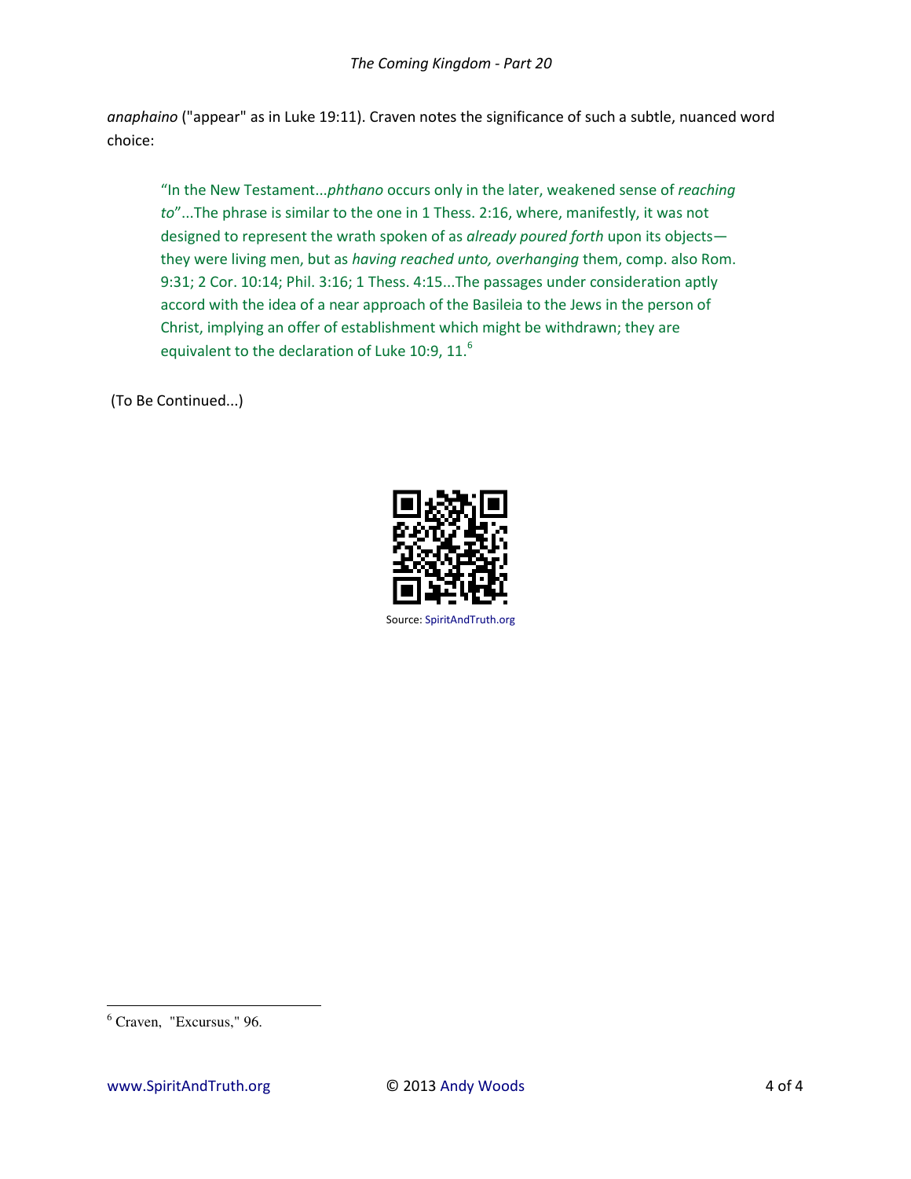*anaphaino* ("appear" as in Luke 19:11). Craven notes the significance of such a subtle, nuanced word choice:

> "In the New Testament...*phthano* occurs only in the later, weakened sense of *reaching to*"...The phrase is similar to the one in 1 Thess. 2:16, where, manifestly, it was not designed to represent the wrath spoken of as *already poured forth* upon its objects—they were living men, but as *having reached unto, overhanging* them, comp. also Rom. 9:31; 2 Cor. 10:14; Phil. 3:16; 1 Thess. 4:15...The passages under consideration aptly accord with the idea of a near approach of the Basileia to the Jews in the person of Christ, implying an offer of establishment which might be withdrawn; they are equivalent to the declaration of Luke 10:9, 11.[6]

(To Be Continued...)

Source: SpiritAndTruth.org

---

[6] Craven, "Excursus," 96.

www.SpiritAndTruth.org © 2013 Andy Woods